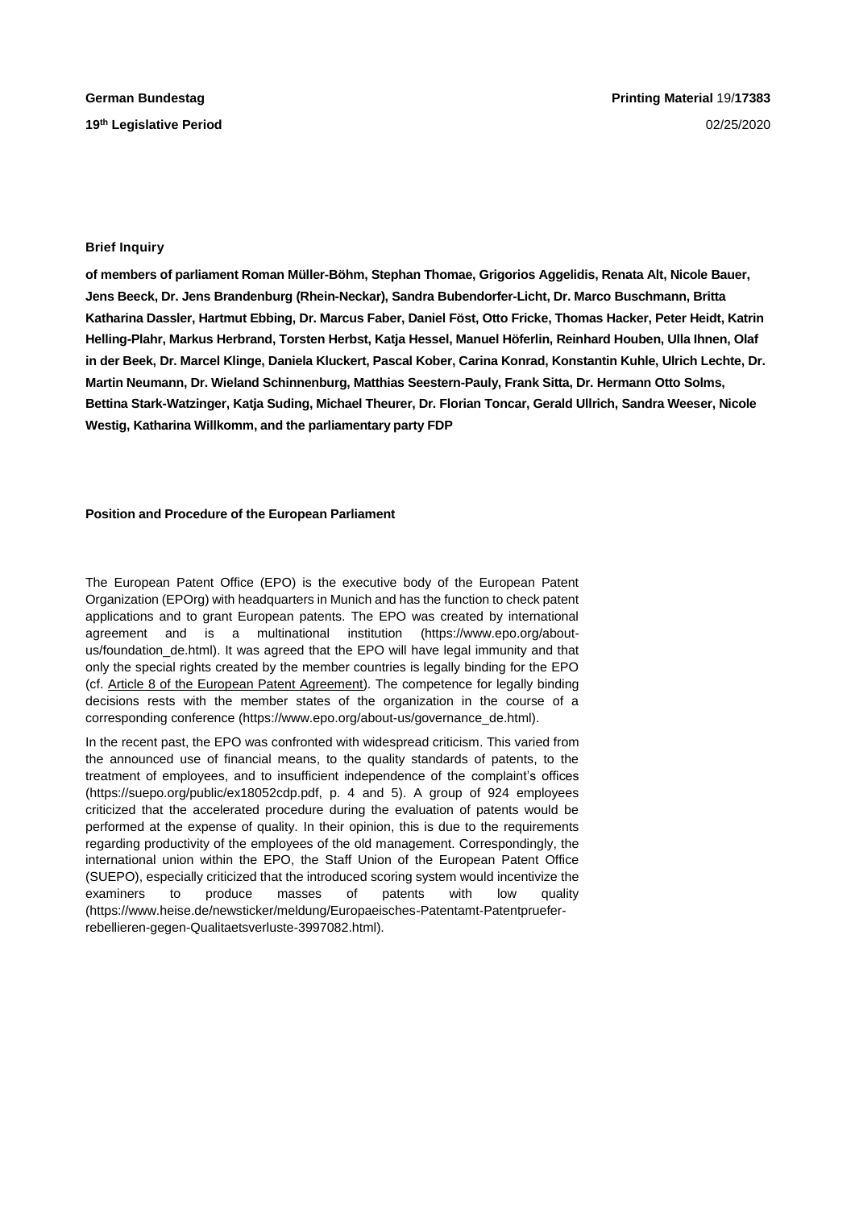**German Bundestag** **Printing Material** 19/**17383**

**19th Legislative Period** 02/25/2020

**Brief Inquiry**

**of members of parliament Roman Müller-Böhm, Stephan Thomae, Grigorios Aggelidis, Renata Alt, Nicole Bauer, Jens Beeck, Dr. Jens Brandenburg (Rhein-Neckar), Sandra Bubendorfer-Licht, Dr. Marco Buschmann, Britta Katharina Dassler, Hartmut Ebbing, Dr. Marcus Faber, Daniel Föst, Otto Fricke, Thomas Hacker, Peter Heidt, Katrin Helling-Plahr, Markus Herbrand, Torsten Herbst, Katja Hessel, Manuel Höferlin, Reinhard Houben, Ulla Ihnen, Olaf in der Beek, Dr. Marcel Klinge, Daniela Kluckert, Pascal Kober, Carina Konrad, Konstantin Kuhle, Ulrich Lechte, Dr. Martin Neumann, Dr. Wieland Schinnenburg, Matthias Seestern-Pauly, Frank Sitta, Dr. Hermann Otto Solms, Bettina Stark-Watzinger, Katja Suding, Michael Theurer, Dr. Florian Toncar, Gerald Ullrich, Sandra Weeser, Nicole Westig, Katharina Willkomm, and the parliamentary party FDP**

**Position and Procedure of the European Parliament**

The European Patent Office (EPO) is the executive body of the European Patent Organization (EPOrg) with headquarters in Munich and has the function to check patent applications and to grant European patents. The EPO was created by international agreement and is a multinational institution (https://www.epo.org/about-us/foundation_de.html). It was agreed that the EPO will have legal immunity and that only the special rights created by the member countries is legally binding for the EPO (cf. Article 8 of the European Patent Agreement). The competence for legally binding decisions rests with the member states of the organization in the course of a corresponding conference (https://www.epo.org/about-us/governance_de.html).

In the recent past, the EPO was confronted with widespread criticism. This varied from the announced use of financial means, to the quality standards of patents, to the treatment of employees, and to insufficient independence of the complaint's offices (https://suepo.org/public/ex18052cdp.pdf, p. 4 and 5). A group of 924 employees criticized that the accelerated procedure during the evaluation of patents would be performed at the expense of quality. In their opinion, this is due to the requirements regarding productivity of the employees of the old management. Correspondingly, the international union within the EPO, the Staff Union of the European Patent Office (SUEPO), especially criticized that the introduced scoring system would incentivize the examiners to produce masses of patents with low quality (https://www.heise.de/newsticker/meldung/Europaeisches-Patentamt-Patentpruefer-rebellieren-gegen-Qualitaetsverluste-3997082.html).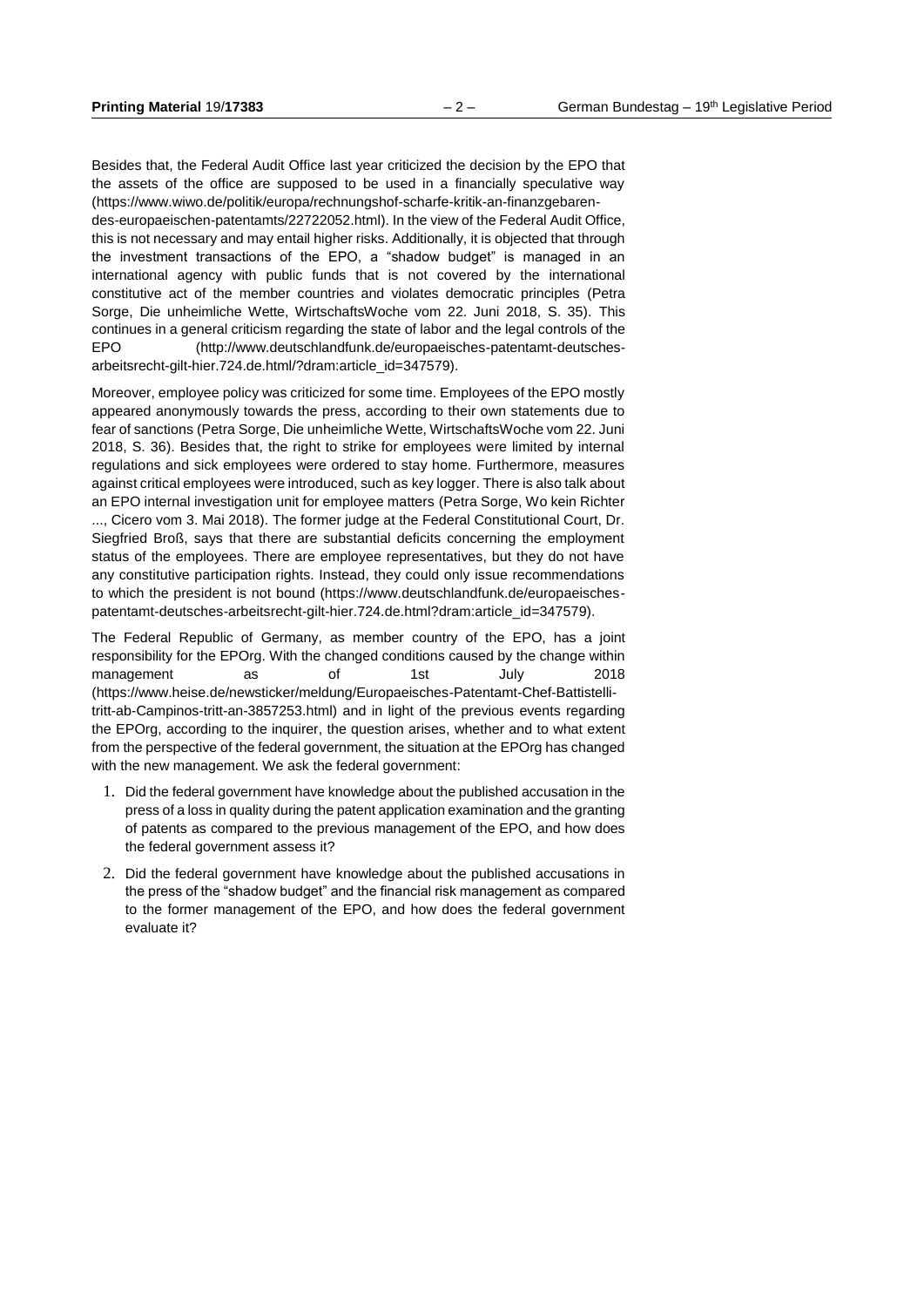Besides that, the Federal Audit Office last year criticized the decision by the EPO that the assets of the office are supposed to be used in a financially speculative way (https://www.wiwo.de/politik/europa/rechnungshof-scharfe-kritik-an-finanzgebaren-des-europaeischen-patentamts/22722052.html). In the view of the Federal Audit Office, this is not necessary and may entail higher risks. Additionally, it is objected that through the investment transactions of the EPO, a "shadow budget" is managed in an international agency with public funds that is not covered by the international constitutive act of the member countries and violates democratic principles (Petra Sorge, Die unheimliche Wette, WirtschaftsWoche vom 22. Juni 2018, S. 35). This continues in a general criticism regarding the state of labor and the legal controls of the EPO (http://www.deutschlandfunk.de/europaeisches-patentamt-deutsches-arbeitsrecht-gilt-hier.724.de.html/?dram:article_id=347579).

Moreover, employee policy was criticized for some time. Employees of the EPO mostly appeared anonymously towards the press, according to their own statements due to fear of sanctions (Petra Sorge, Die unheimliche Wette, WirtschaftsWoche vom 22. Juni 2018, S. 36). Besides that, the right to strike for employees were limited by internal regulations and sick employees were ordered to stay home. Furthermore, measures against critical employees were introduced, such as key logger. There is also talk about an EPO internal investigation unit for employee matters (Petra Sorge, Wo kein Richter ..., Cicero vom 3. Mai 2018). The former judge at the Federal Constitutional Court, Dr. Siegfried Broß, says that there are substantial deficits concerning the employment status of the employees. There are employee representatives, but they do not have any constitutive participation rights. Instead, they could only issue recommendations to which the president is not bound (https://www.deutschlandfunk.de/europaeisches-patentamt-deutsches-arbeitsrecht-gilt-hier.724.de.html?dram:article_id=347579).

The Federal Republic of Germany, as member country of the EPO, has a joint responsibility for the EPOrg. With the changed conditions caused by the change within management as of 1st July 2018 (https://www.heise.de/newsticker/meldung/Europaeisches-Patentamt-Chef-Battistelli-tritt-ab-Campinos-tritt-an-3857253.html) and in light of the previous events regarding the EPOrg, according to the inquirer, the question arises, whether and to what extent from the perspective of the federal government, the situation at the EPOrg has changed with the new management. We ask the federal government:

1. Did the federal government have knowledge about the published accusation in the press of a loss in quality during the patent application examination and the granting of patents as compared to the previous management of the EPO, and how does the federal government assess it?

2. Did the federal government have knowledge about the published accusations in the press of the "shadow budget" and the financial risk management as compared to the former management of the EPO, and how does the federal government evaluate it?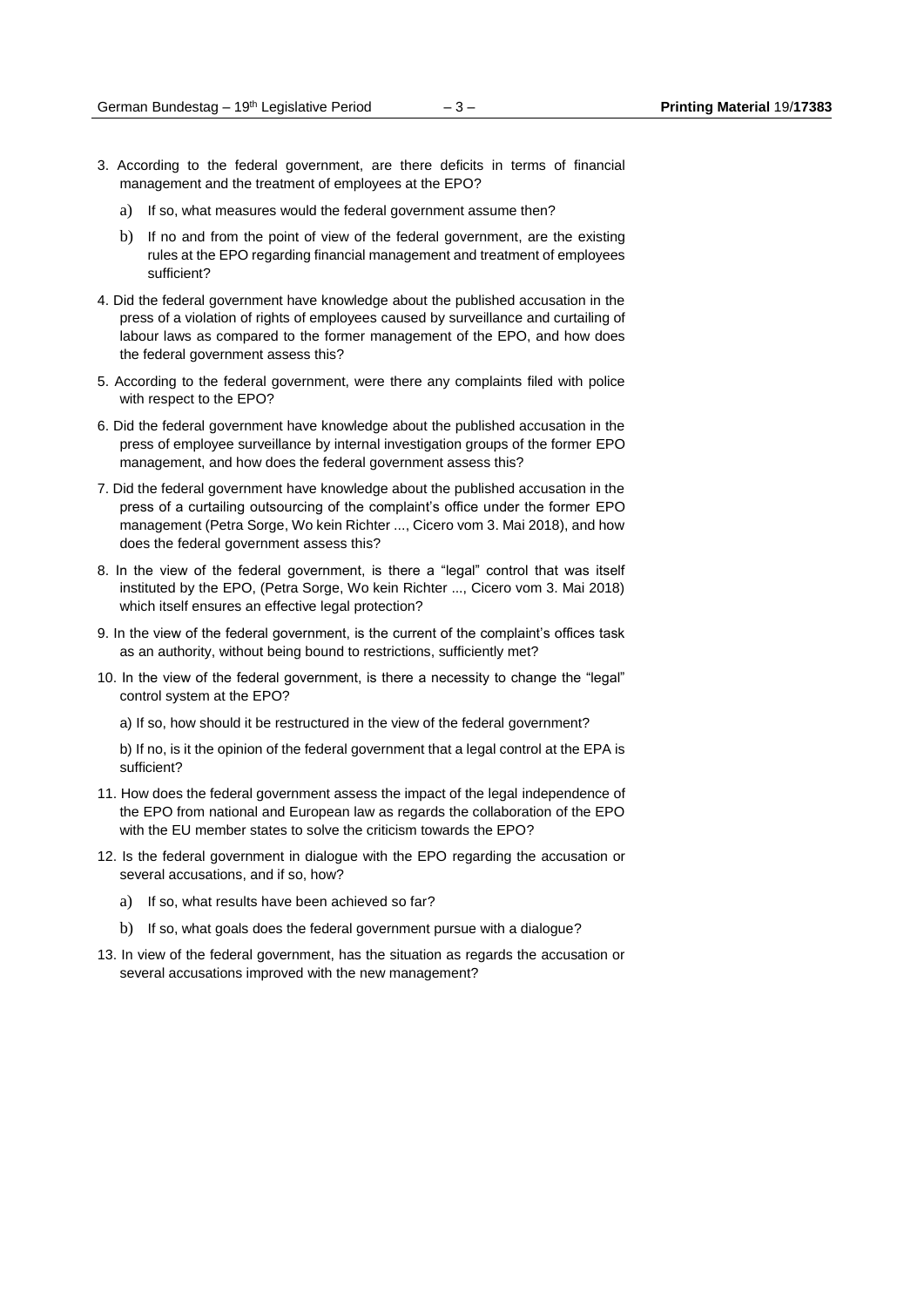3. According to the federal government, are there deficits in terms of financial management and the treatment of employees at the EPO?

   a) If so, what measures would the federal government assume then?

   b) If no and from the point of view of the federal government, are the existing rules at the EPO regarding financial management and treatment of employees sufficient?

4. Did the federal government have knowledge about the published accusation in the press of a violation of rights of employees caused by surveillance and curtailing of labour laws as compared to the former management of the EPO, and how does the federal government assess this?

5. According to the federal government, were there any complaints filed with police with respect to the EPO?

6. Did the federal government have knowledge about the published accusation in the press of employee surveillance by internal investigation groups of the former EPO management, and how does the federal government assess this?

7. Did the federal government have knowledge about the published accusation in the press of a curtailing outsourcing of the complaint's office under the former EPO management (Petra Sorge, Wo kein Richter ..., Cicero vom 3. Mai 2018), and how does the federal government assess this?

8. In the view of the federal government, is there a "legal" control that was itself instituted by the EPO, (Petra Sorge, Wo kein Richter ..., Cicero vom 3. Mai 2018) which itself ensures an effective legal protection?

9. In the view of the federal government, is the current of the complaint's offices task as an authority, without being bound to restrictions, sufficiently met?

10. In the view of the federal government, is there a necessity to change the "legal" control system at the EPO?

    a) If so, how should it be restructured in the view of the federal government?

    b) If no, is it the opinion of the federal government that a legal control at the EPA is sufficient?

11. How does the federal government assess the impact of the legal independence of the EPO from national and European law as regards the collaboration of the EPO with the EU member states to solve the criticism towards the EPO?

12. Is the federal government in dialogue with the EPO regarding the accusation or several accusations, and if so, how?

    a) If so, what results have been achieved so far?

    b) If so, what goals does the federal government pursue with a dialogue?

13. In view of the federal government, has the situation as regards the accusation or several accusations improved with the new management?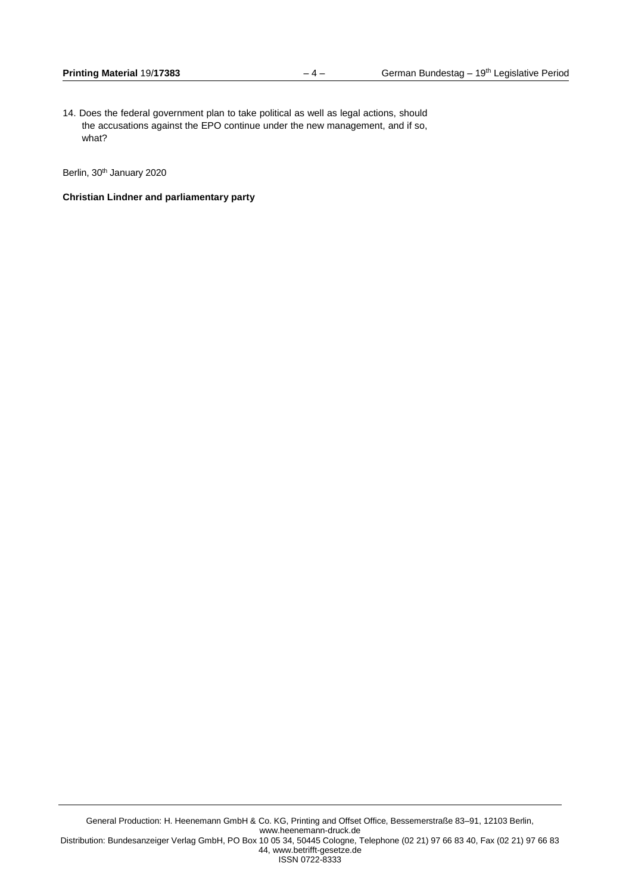14. Does the federal government plan to take political as well as legal actions, should the accusations against the EPO continue under the new management, and if so, what?

Berlin, 30th January 2020

**Christian Lindner and parliamentary party**

General Production: H. Heenemann GmbH & Co. KG, Printing and Offset Office, Bessemerstraße 83–91, 12103 Berlin, www.heenemann-druck.de
Distribution: Bundesanzeiger Verlag GmbH, PO Box 10 05 34, 50445 Cologne, Telephone (02 21) 97 66 83 40, Fax (02 21) 97 66 83 44, www.betrifft-gesetze.de
ISSN 0722-8333